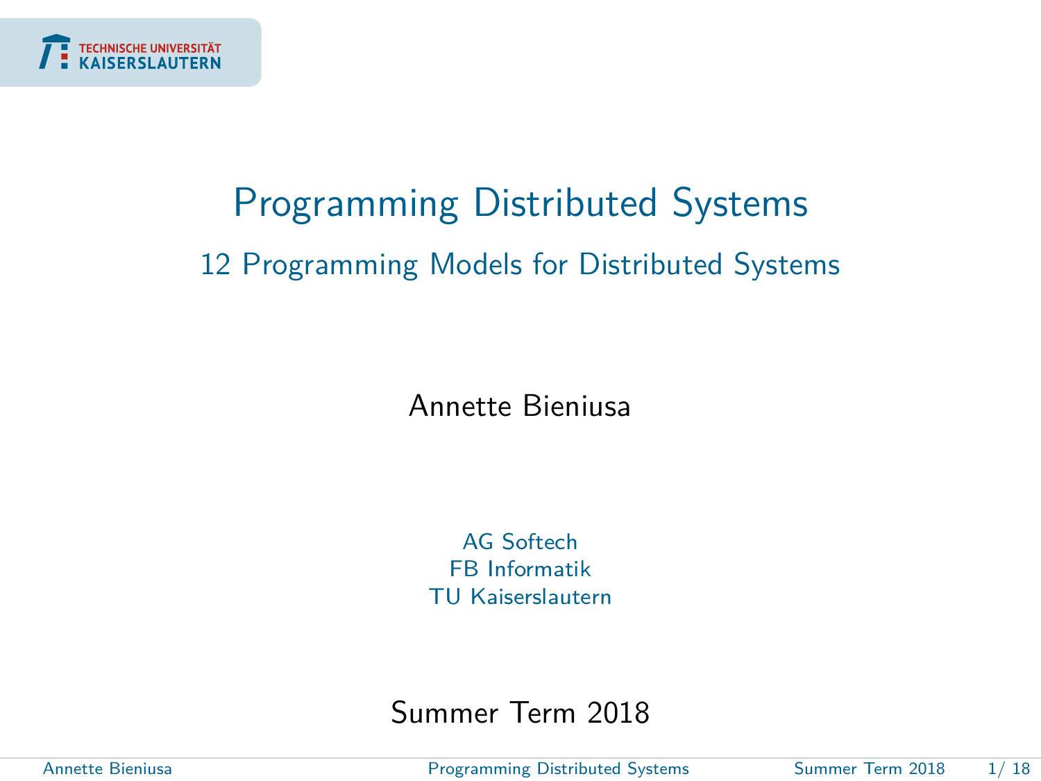TECHNISCHE UNIVERSITÄT
KAISERSLAUTERN

# Programming Distributed Systems

## 12 Programming Models for Distributed Systems

Annette Bieniusa

AG Softech
FB Informatik
TU Kaiserslautern

Summer Term 2018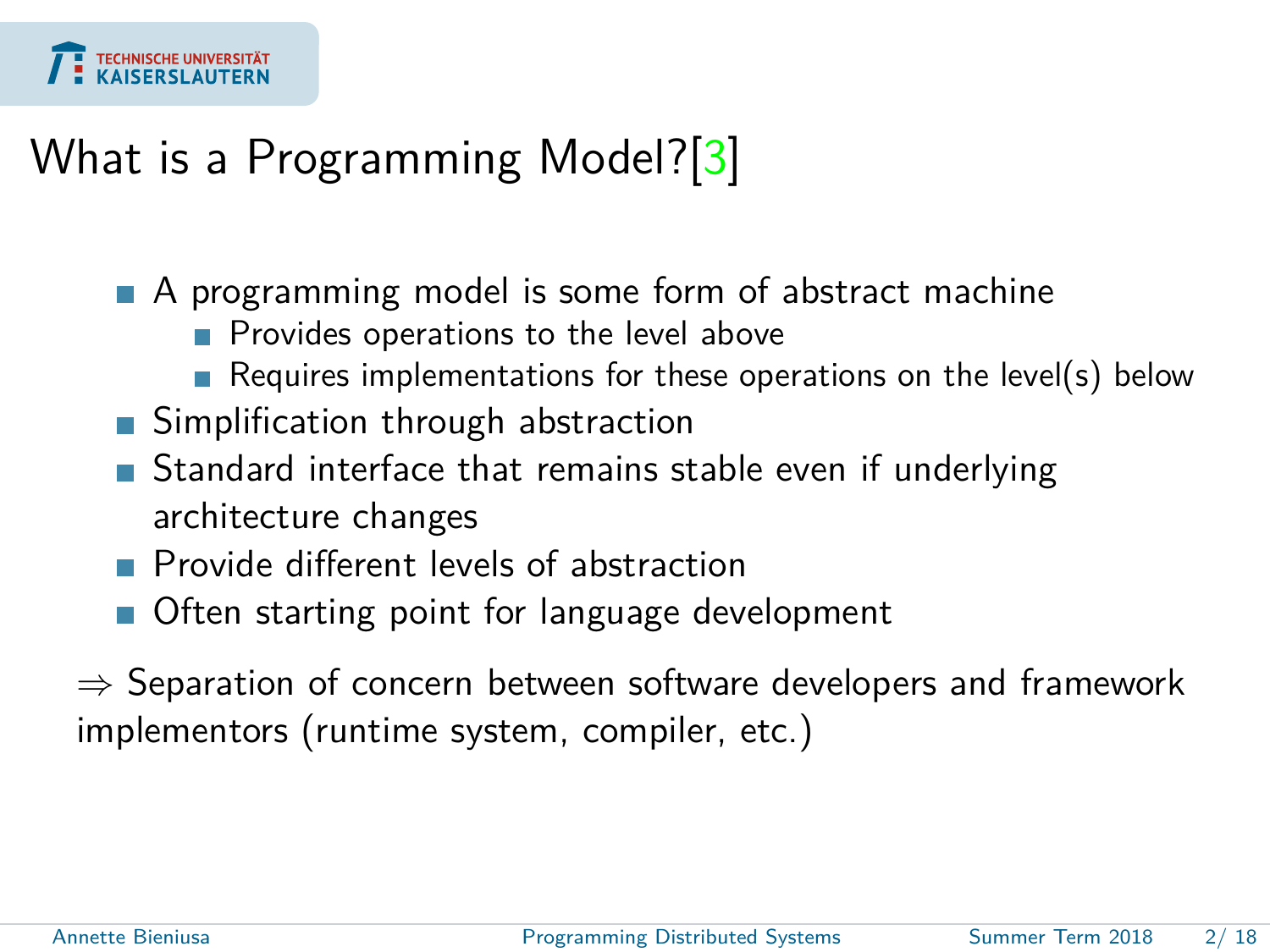# What is a Programming Model?[3]

- A programming model is some form of abstract machine
  - Provides operations to the level above
  - Requires implementations for these operations on the level(s) below
- Simplification through abstraction
- Standard interface that remains stable even if underlying architecture changes
- Provide different levels of abstraction
- Often starting point for language development

$\Rightarrow$ Separation of concern between software developers and framework implementors (runtime system, compiler, etc.)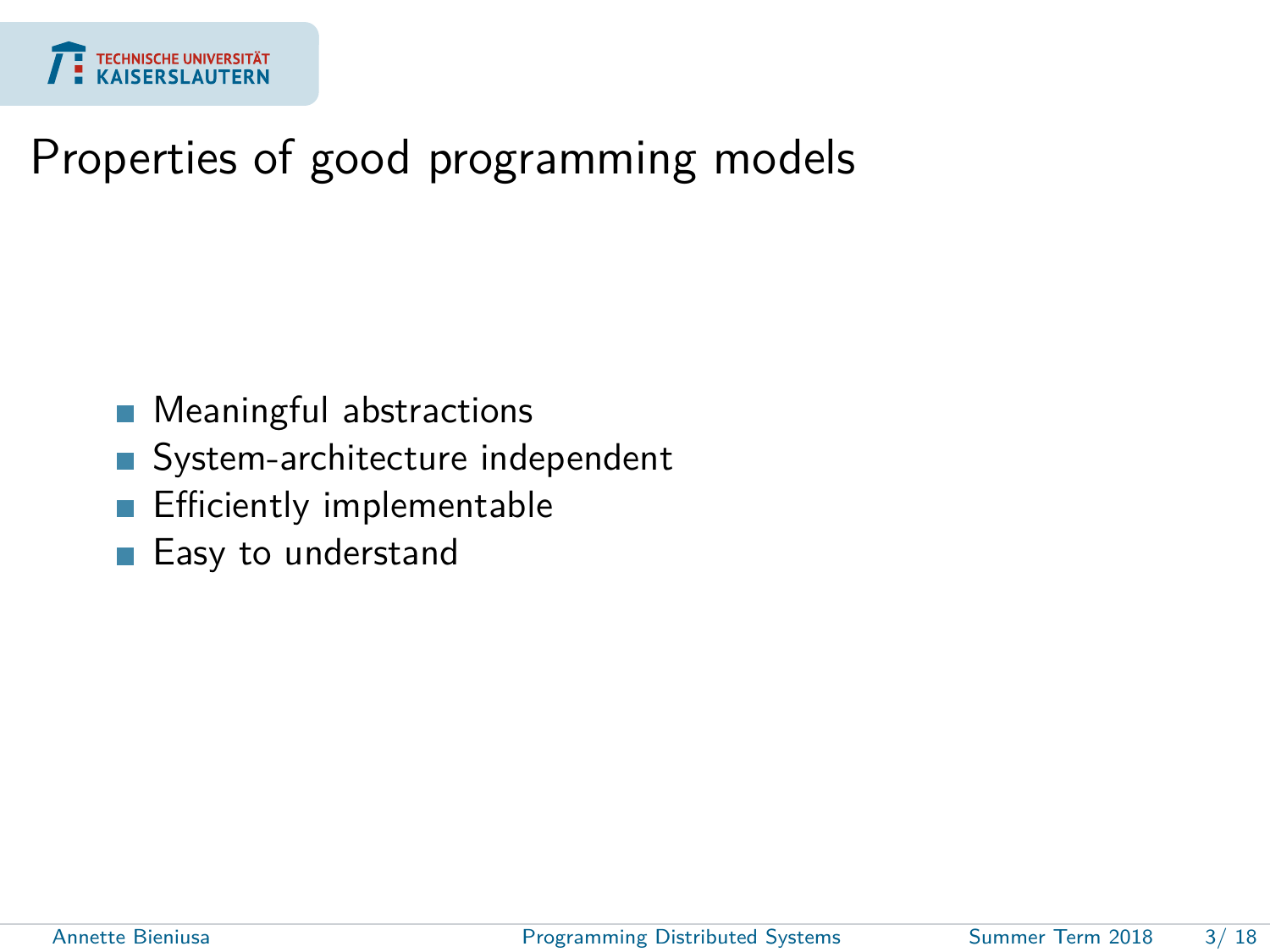# Properties of good programming models

- Meaningful abstractions
- System-architecture independent
- Efficiently implementable
- Easy to understand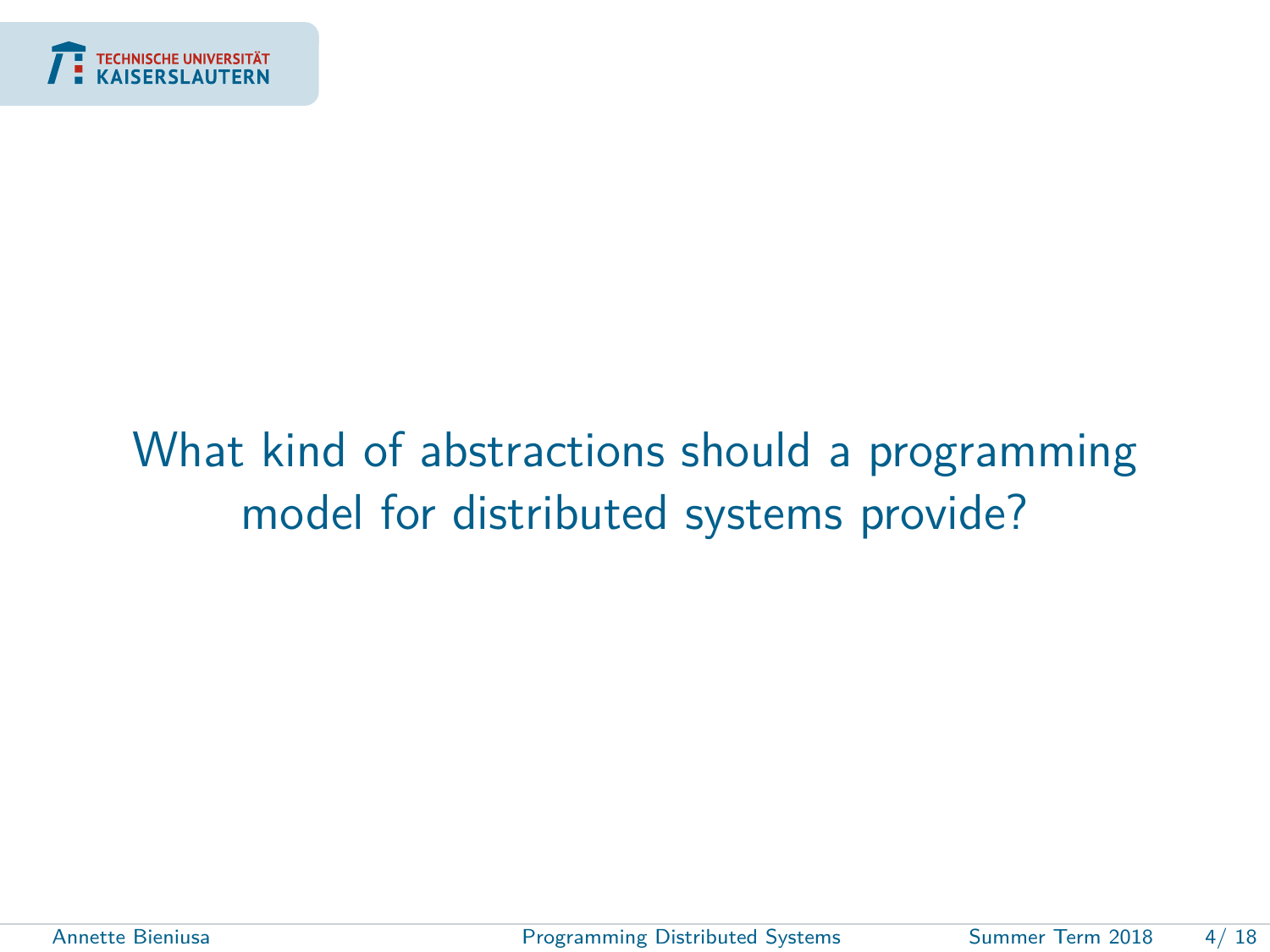What kind of abstractions should a programming model for distributed systems provide?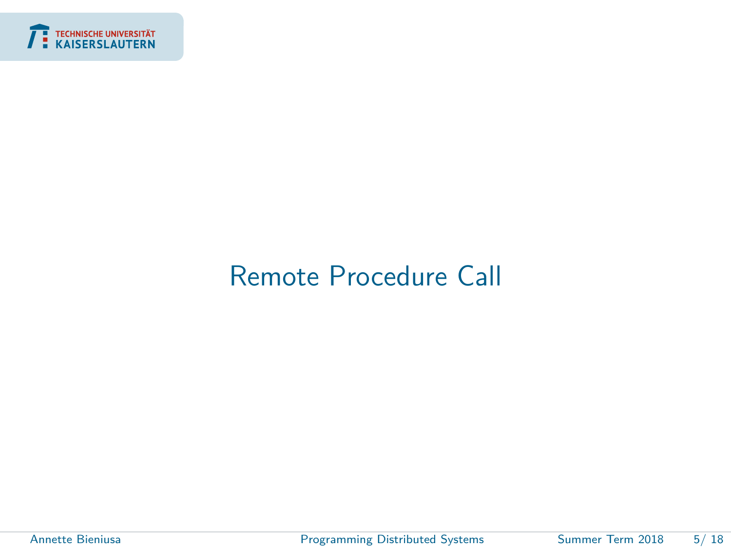# Remote Procedure Call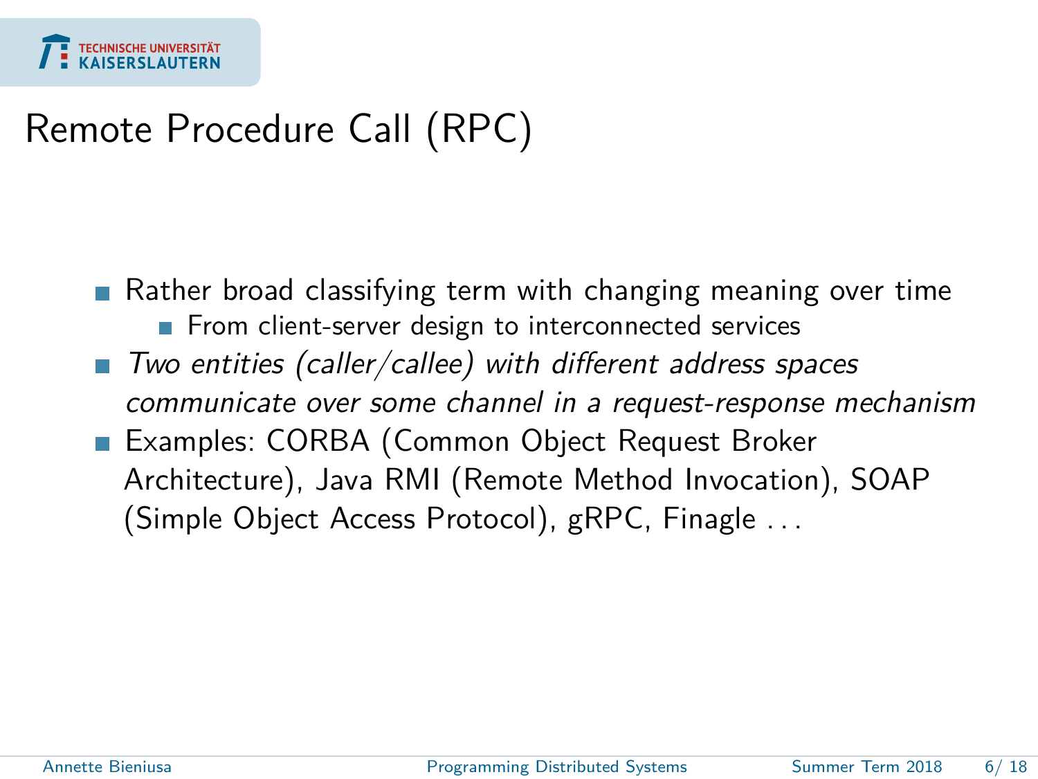# Remote Procedure Call (RPC)

- Rather broad classifying term with changing meaning over time
  - From client-server design to interconnected services
- *Two entities (caller/callee) with different address spaces communicate over some channel in a request-response mechanism*
- Examples: CORBA (Common Object Request Broker Architecture), Java RMI (Remote Method Invocation), SOAP (Simple Object Access Protocol), gRPC, Finagle ...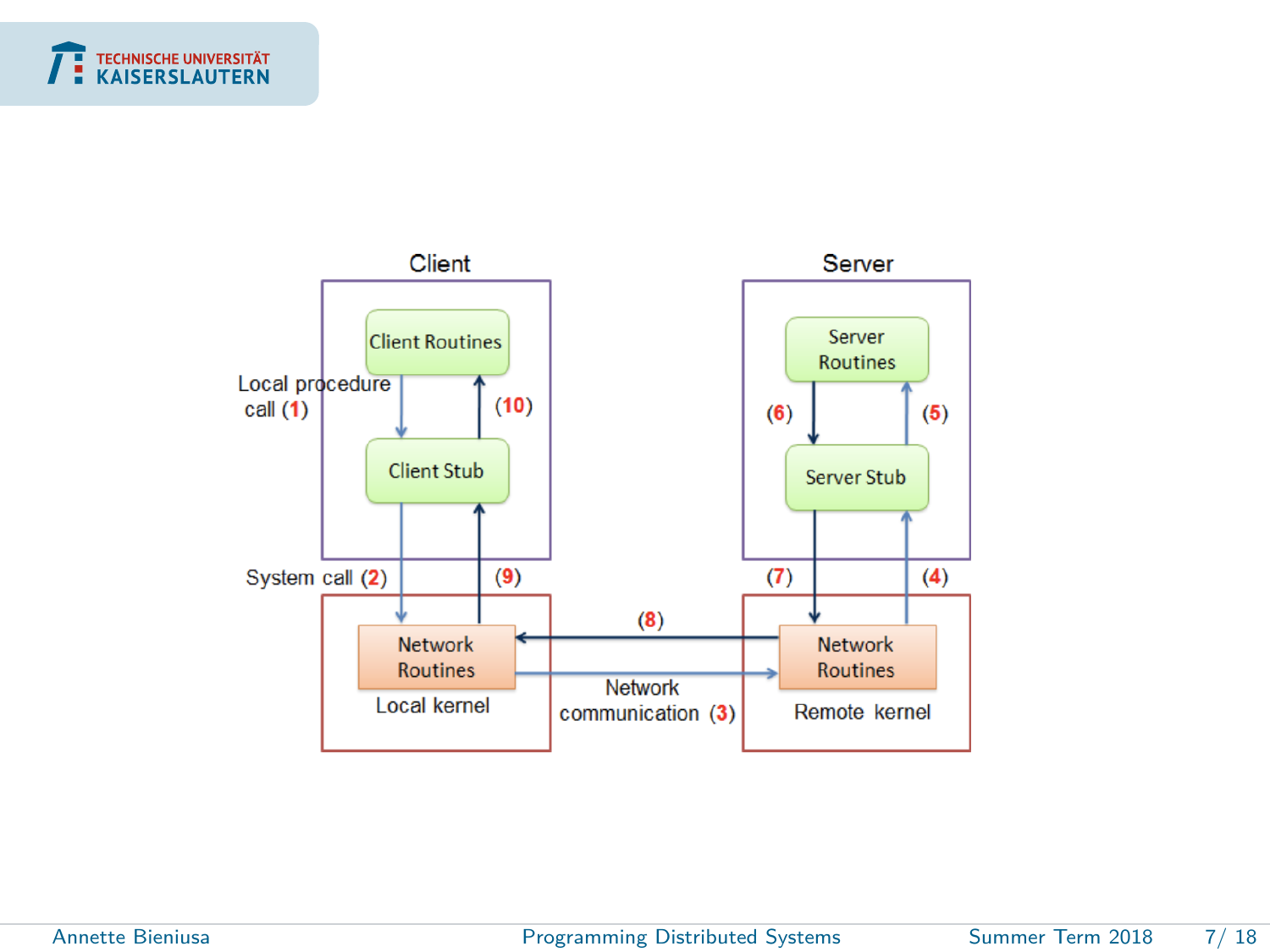Client

Client Routines

Local procedure call (1)

(10)

Client Stub

System call (2)

(9)

Network Routines

Local kernel

(8)

Network communication (3)

Server

Server Routines

(6)

(5)

Server Stub

(7)

(4)

Network Routines

Remote kernel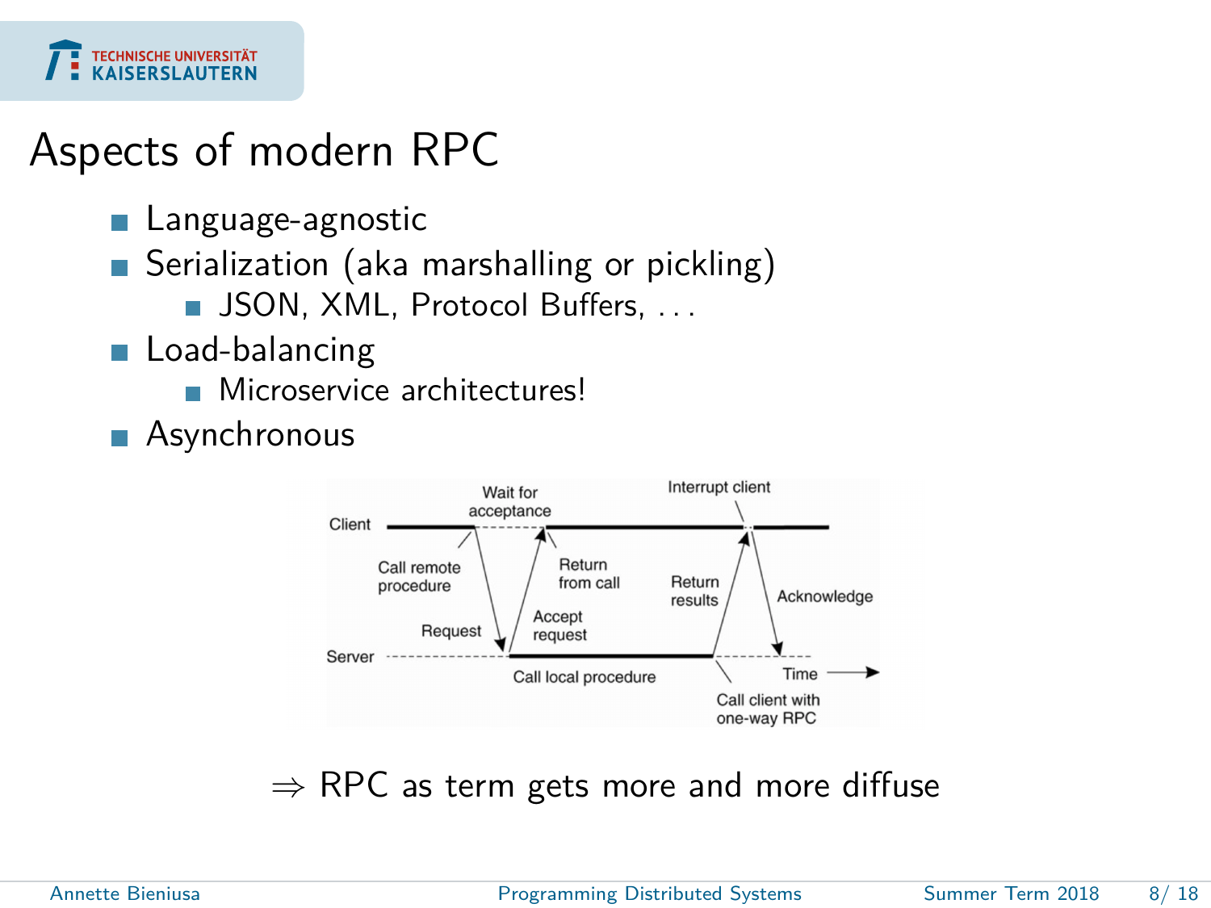# Aspects of modern RPC

- Language-agnostic
- Serialization (aka marshalling or pickling)
  - JSON, XML, Protocol Buffers, . . .
- Load-balancing
  - Microservice architectures!
- Asynchronous

$\Rightarrow$ RPC as term gets more and more diffuse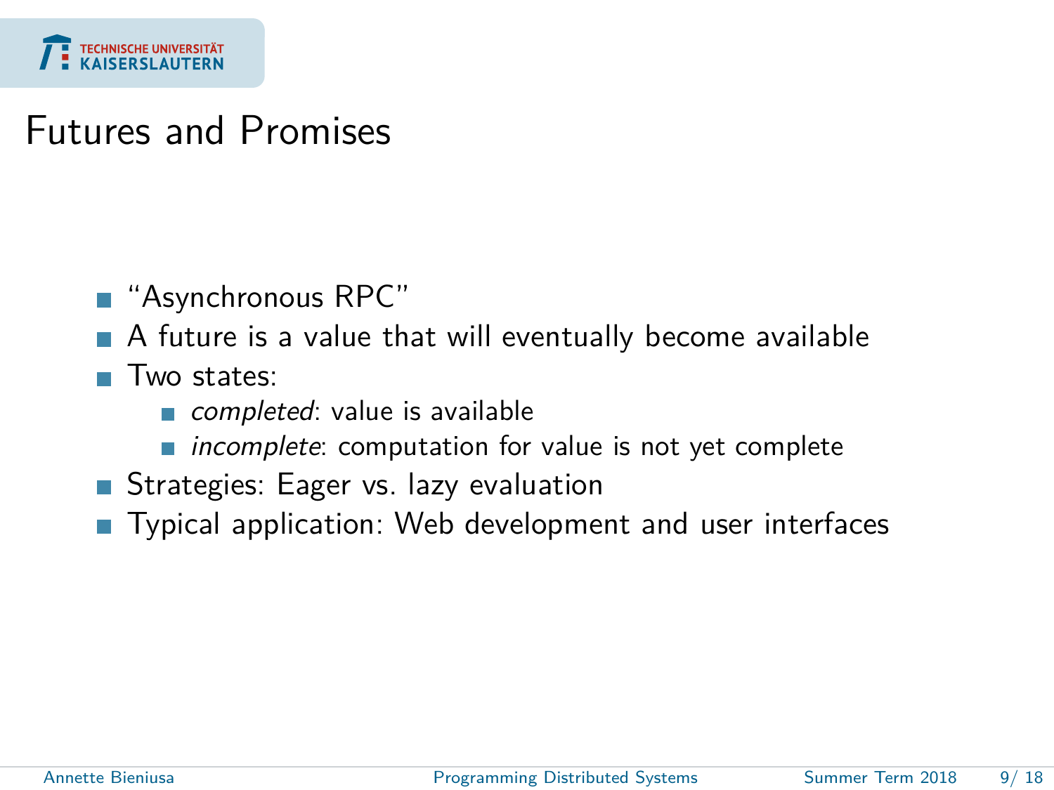# Futures and Promises

- "Asynchronous RPC"
- A future is a value that will eventually become available
- Two states:
  - *completed*: value is available
  - *incomplete*: computation for value is not yet complete
- Strategies: Eager vs. lazy evaluation
- Typical application: Web development and user interfaces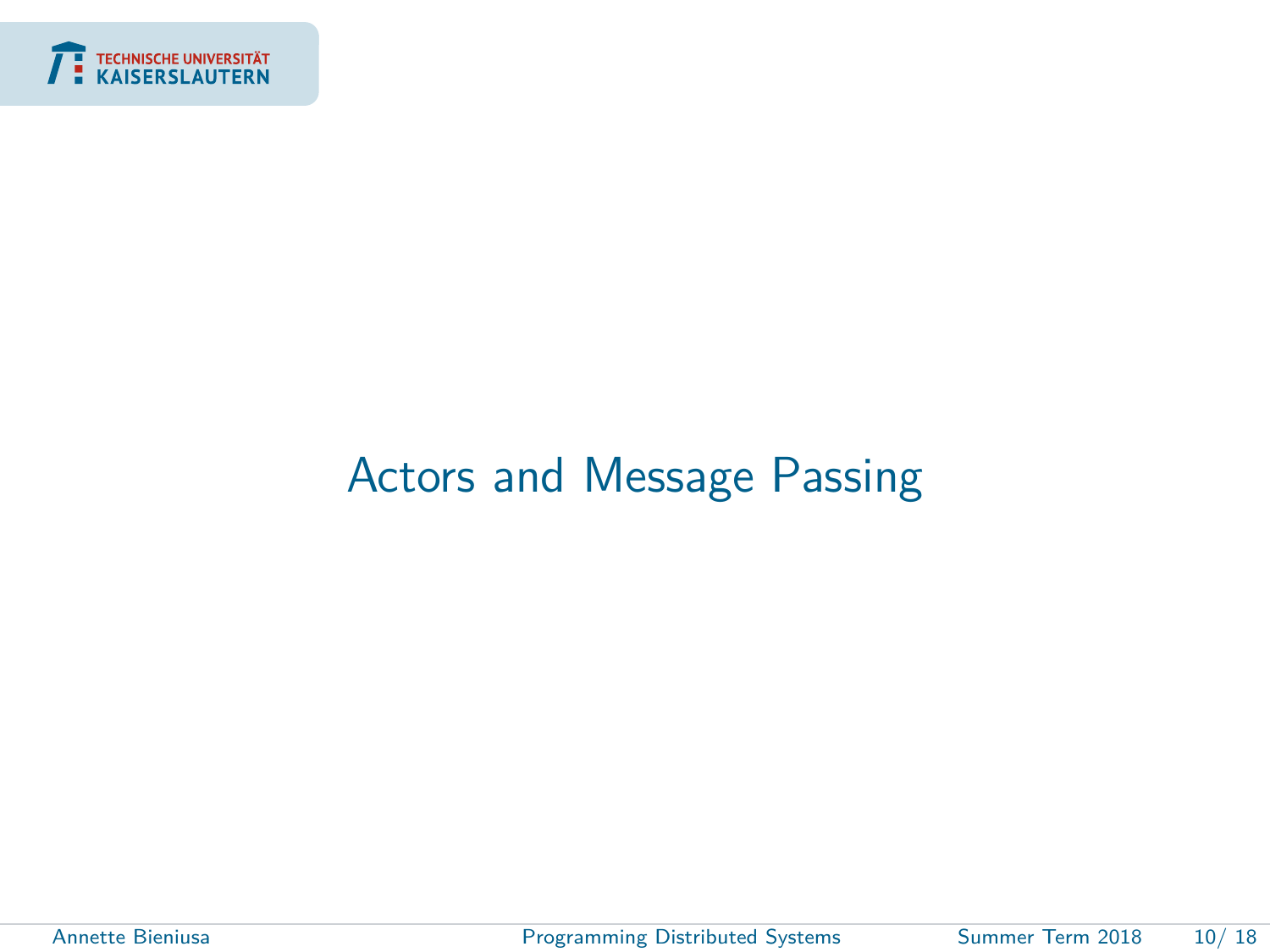# Actors and Message Passing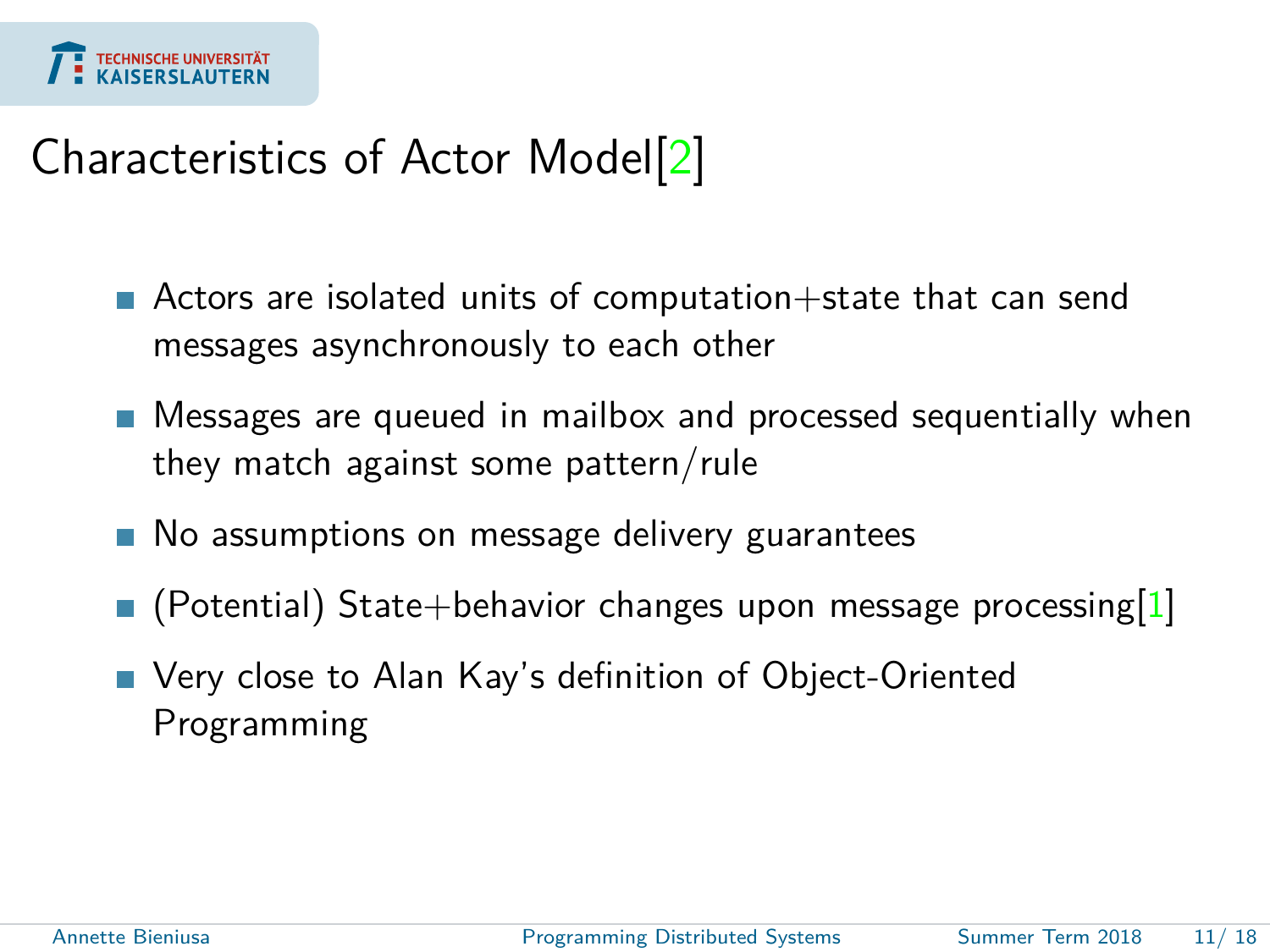# Characteristics of Actor Model[2]

- Actors are isolated units of computation+state that can send messages asynchronously to each other
- Messages are queued in mailbox and processed sequentially when they match against some pattern/rule
- No assumptions on message delivery guarantees
- (Potential) State+behavior changes upon message processing[1]
- Very close to Alan Kay's definition of Object-Oriented Programming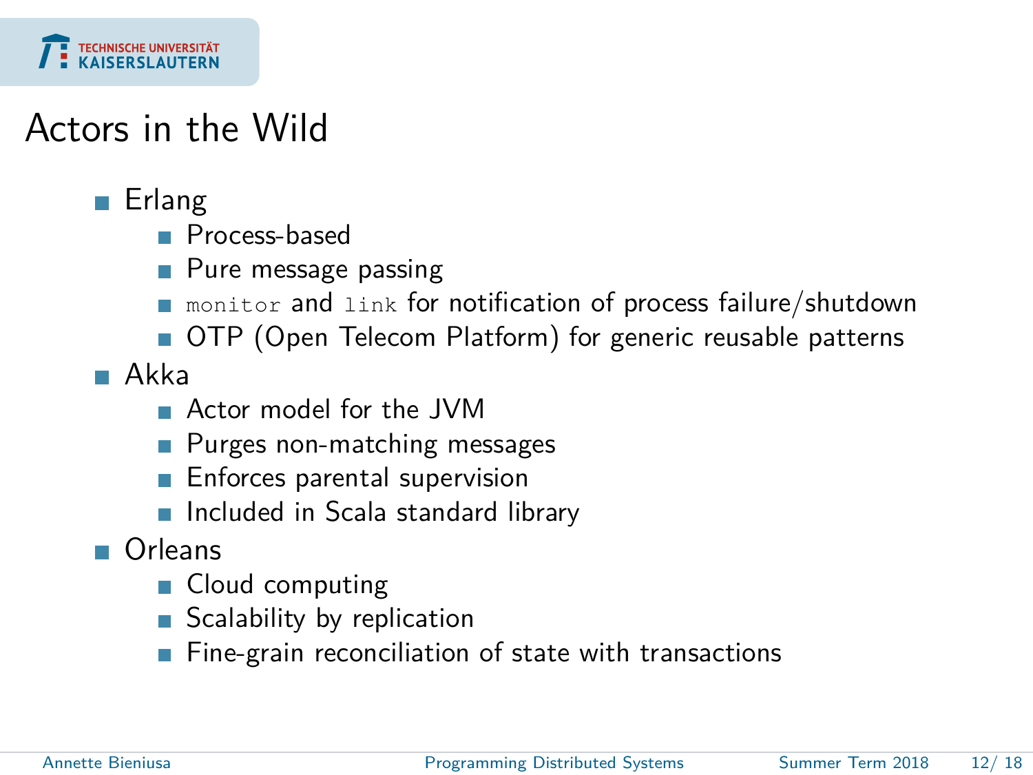# Actors in the Wild

- Erlang
  - Process-based
  - Pure message passing
  - `monitor` and `link` for notification of process failure/shutdown
  - OTP (Open Telecom Platform) for generic reusable patterns
- Akka
  - Actor model for the JVM
  - Purges non-matching messages
  - Enforces parental supervision
  - Included in Scala standard library
- Orleans
  - Cloud computing
  - Scalability by replication
  - Fine-grain reconciliation of state with transactions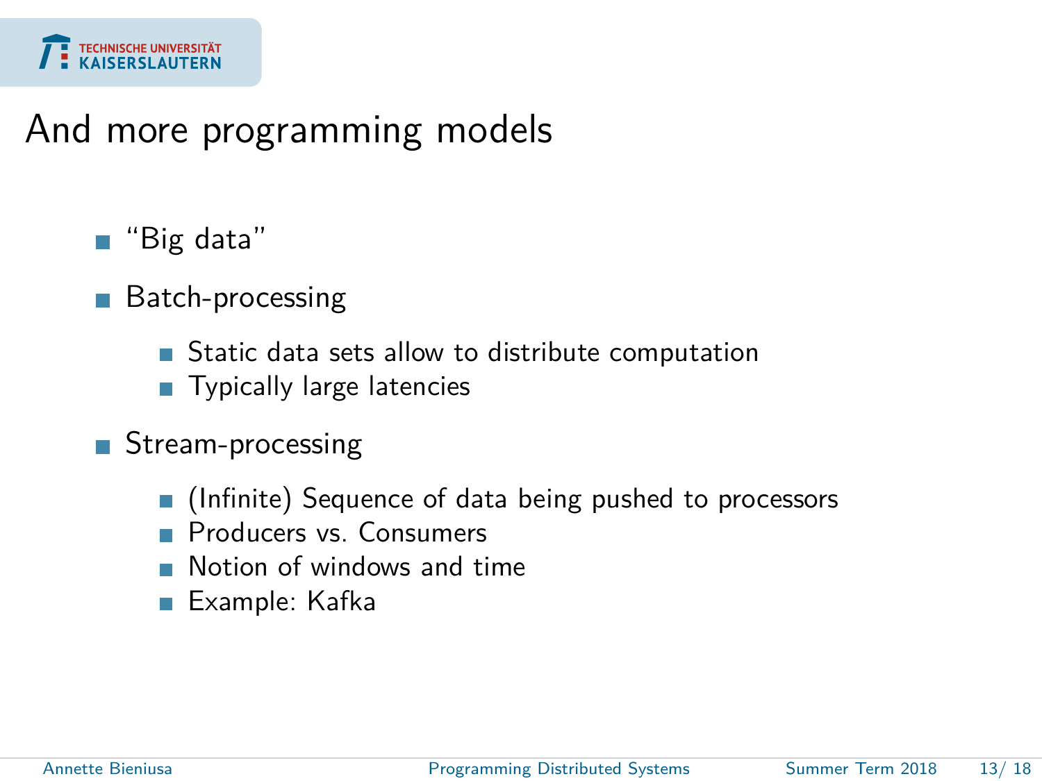# And more programming models

- "Big data"
- Batch-processing
  - Static data sets allow to distribute computation
  - Typically large latencies
- Stream-processing
  - (Infinite) Sequence of data being pushed to processors
  - Producers vs. Consumers
  - Notion of windows and time
  - Example: Kafka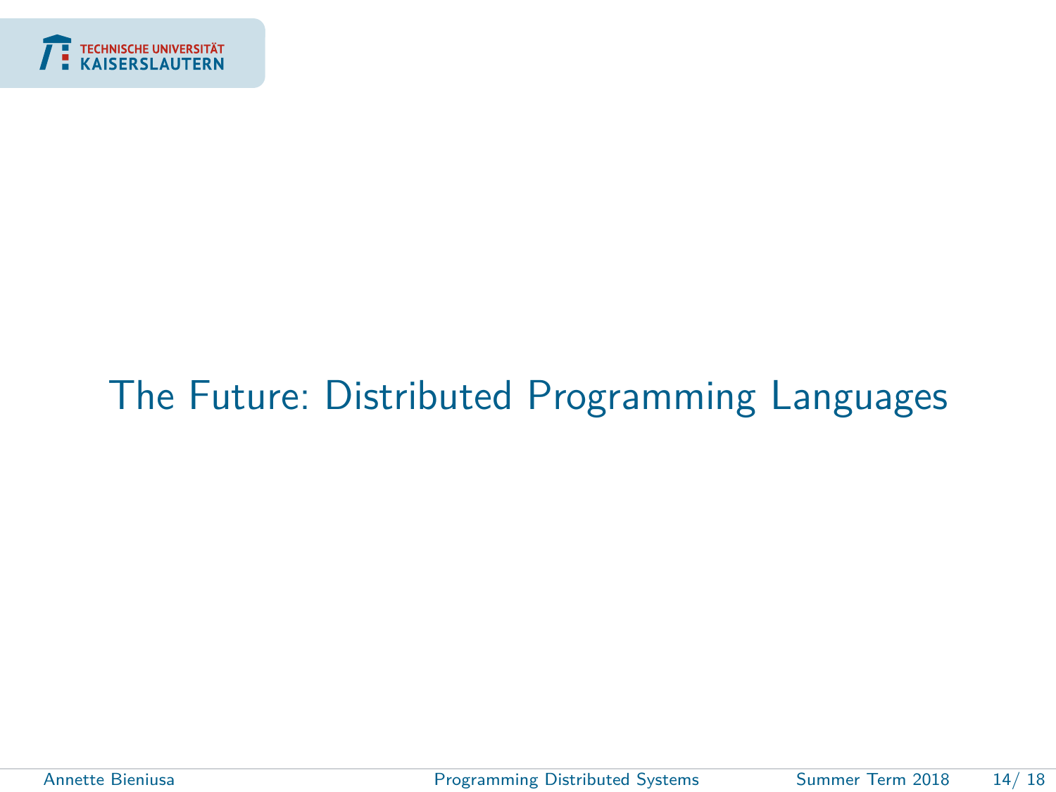# The Future: Distributed Programming Languages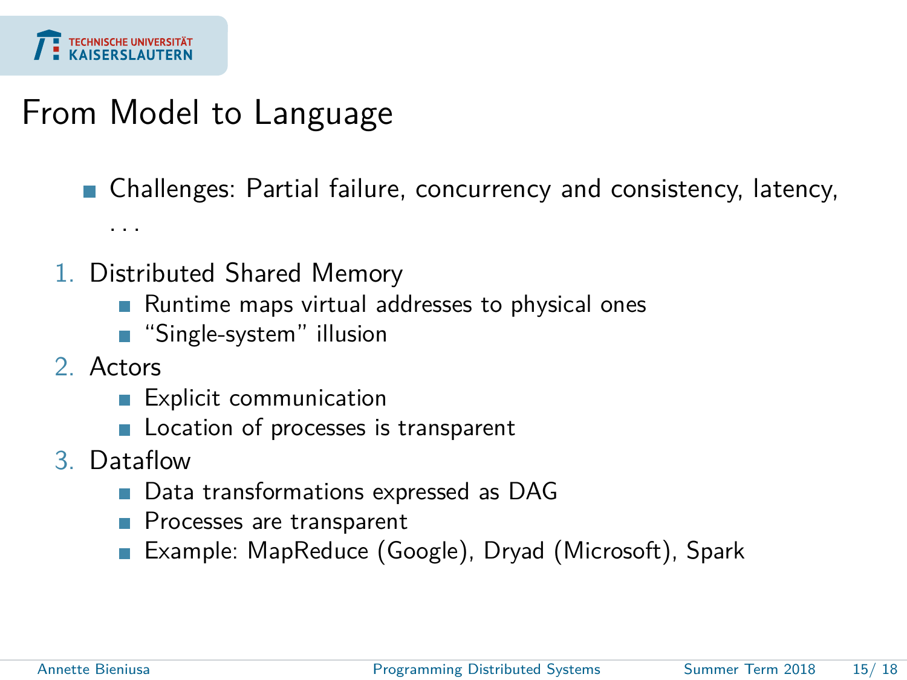# From Model to Language

- Challenges: Partial failure, concurrency and consistency, latency, . . .

1. Distributed Shared Memory
   - Runtime maps virtual addresses to physical ones
   - "Single-system" illusion
2. Actors
   - Explicit communication
   - Location of processes is transparent
3. Dataflow
   - Data transformations expressed as DAG
   - Processes are transparent
   - Example: MapReduce (Google), Dryad (Microsoft), Spark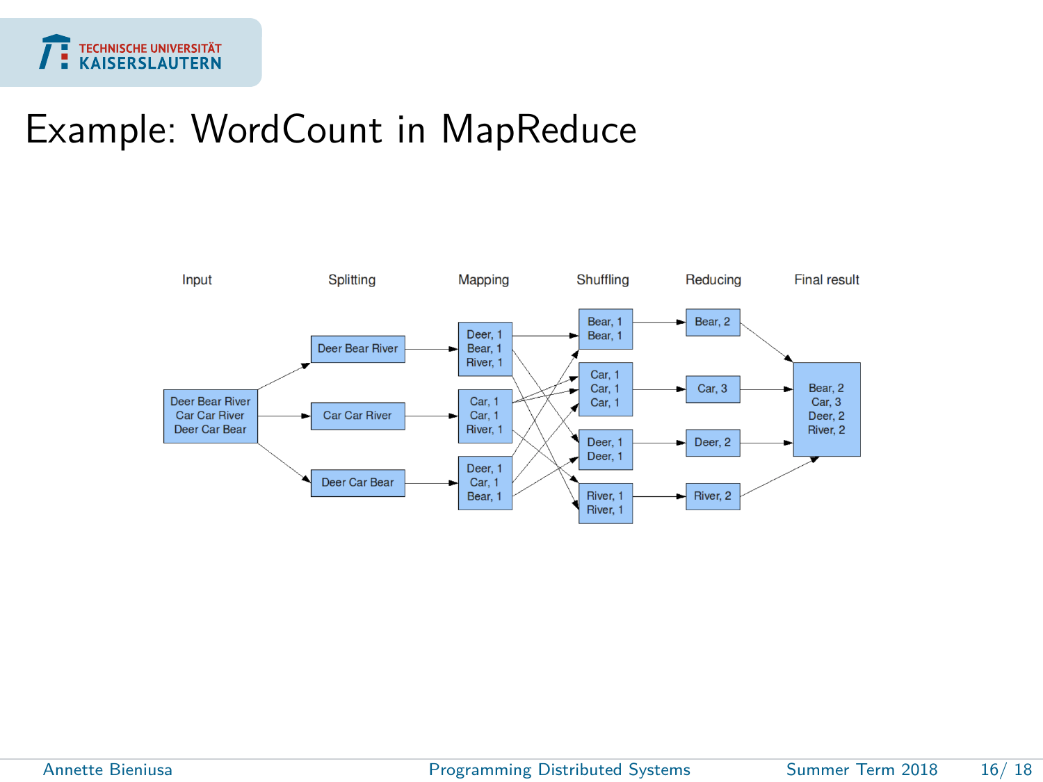# Example: WordCount in MapReduce

Input | Splitting | Mapping | Shuffling | Reducing | Final result

Deer Bear River
Car Car River
Deer Car Bear

Deer Bear River

Car Car River

Deer Car Bear

Deer, 1
Bear, 1
River, 1

Car, 1
Car, 1
River, 1

Deer, 1
Car, 1
Bear, 1

Bear, 1
Bear, 1

Car, 1
Car, 1
Car, 1

Deer, 1
Deer, 1

River, 1
River, 1

Bear, 2

Car, 3

Deer, 2

River, 2

Bear, 2
Car, 3
Deer, 2
River, 2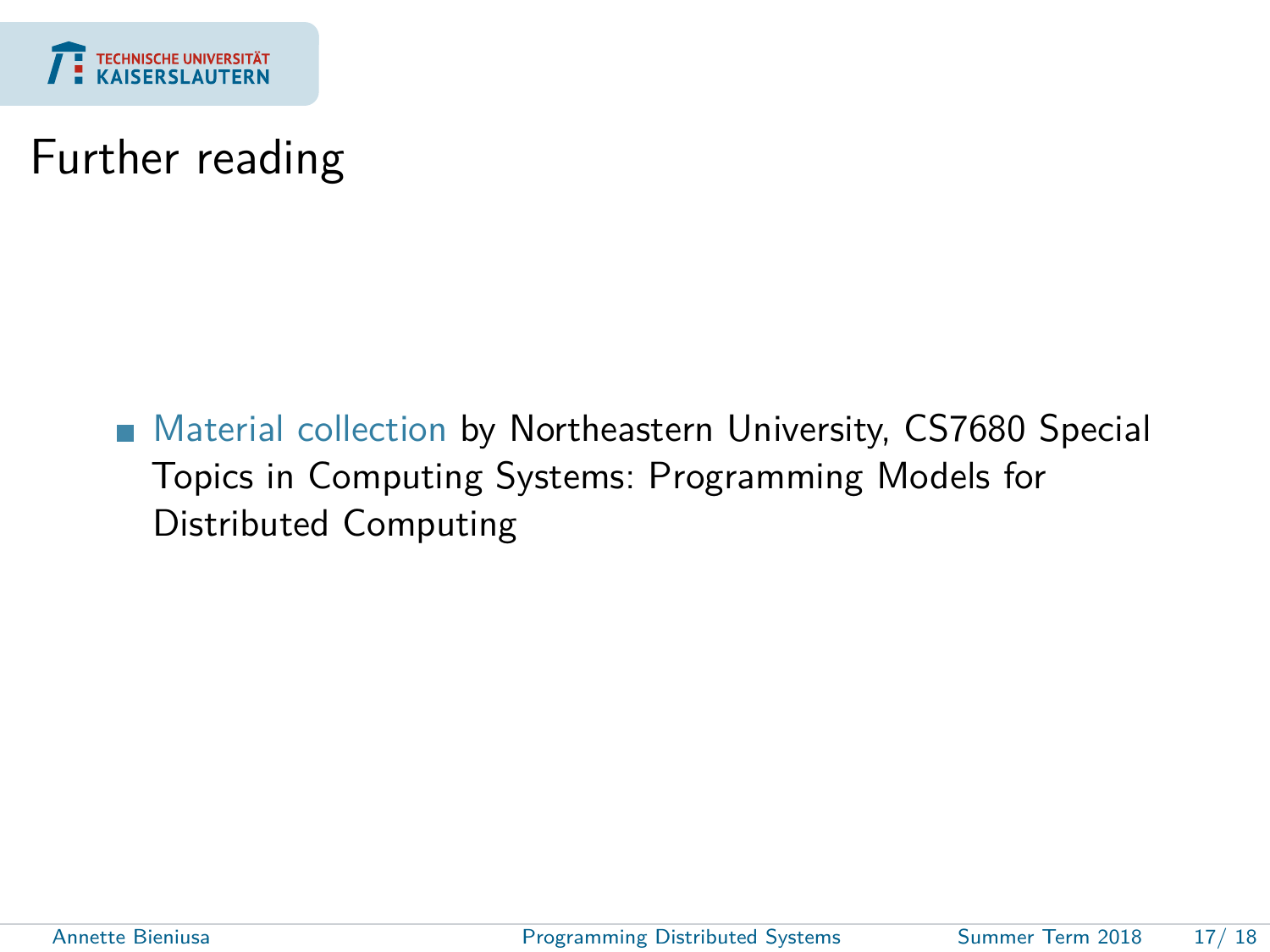# Further reading

- Material collection by Northeastern University, CS7680 Special Topics in Computing Systems: Programming Models for Distributed Computing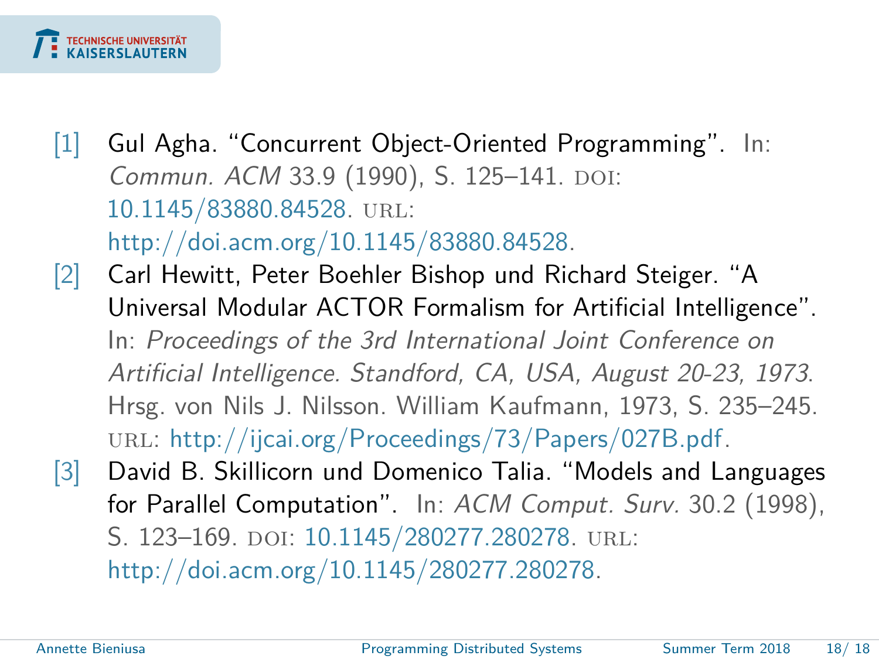[1] Gul Agha. "Concurrent Object-Oriented Programming". In: *Commun. ACM* 33.9 (1990), S. 125–141. DOI: 10.1145/83880.84528. URL: http://doi.acm.org/10.1145/83880.84528.

[2] Carl Hewitt, Peter Boehler Bishop und Richard Steiger. "A Universal Modular ACTOR Formalism for Artificial Intelligence". In: *Proceedings of the 3rd International Joint Conference on Artificial Intelligence. Standford, CA, USA, August 20-23, 1973*. Hrsg. von Nils J. Nilsson. William Kaufmann, 1973, S. 235–245. URL: http://ijcai.org/Proceedings/73/Papers/027B.pdf.

[3] David B. Skillicorn und Domenico Talia. "Models and Languages for Parallel Computation". In: *ACM Comput. Surv.* 30.2 (1998), S. 123–169. DOI: 10.1145/280277.280278. URL: http://doi.acm.org/10.1145/280277.280278.